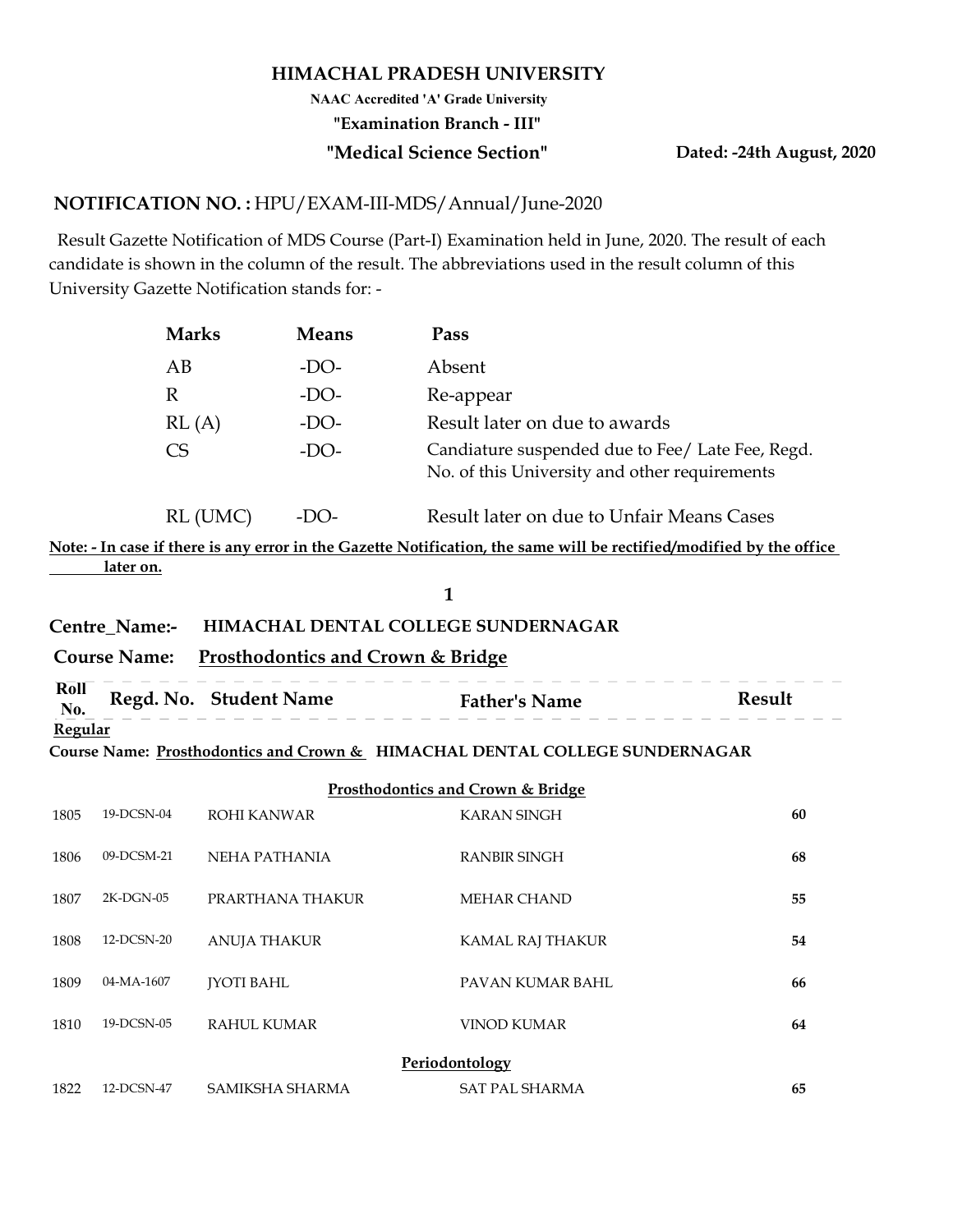# HIMACHAL PRADESH UNIVERSITY

**NAAC Accredited 'A' Grade University**

**"Examination Branch - III"**

**"Medical Science Section"** **Dated: -24th August, 2020**

**NOTIFICATION NO. :** HPU/EXAM-III-MDS/Annual/June-2020

Result Gazette Notification of MDS Course (Part-I) Examination held in June, 2020. The result of each candidate is shown in the column of the result. The abbreviations used in the result column of this University Gazette Notification stands for: -

| **Marks** | **Means** | **Pass** |
|---|---|---|
| AB | -DO- | Absent |
| R | -DO- | Re-appear |
| RL (A) | -DO- | Result later on due to awards |
| CS | -DO- | Candiature suspended due to Fee/ Late Fee, Regd. No. of this University and other requirements |
| RL (UMC) | -DO- | Result later on due to Unfair Means Cases |

**Note: - In case if there is any error in the Gazette Notification, the same will be rectified/modified by the office later on.**

**1**

**Centre_Name:- HIMACHAL DENTAL COLLEGE SUNDERNAGAR**

**Course Name: Prosthodontics and Crown & Bridge**

**Regular**

**Course Name: Prosthodontics and Crown & HIMACHAL DENTAL COLLEGE SUNDERNAGAR**

| Roll No. | Regd. No. | Student Name | Father's Name | Result |
|---|---|---|---|---|
| | | **Prosthodontics and Crown & Bridge** | | |
| 1805 | 19-DCSN-04 | ROHI KANWAR | KARAN SINGH | **60** |
| 1806 | 09-DCSM-21 | NEHA PATHANIA | RANBIR SINGH | **68** |
| 1807 | 2K-DGN-05 | PRARTHANA THAKUR | MEHAR CHAND | **55** |
| 1808 | 12-DCSN-20 | ANUJA THAKUR | KAMAL RAJ THAKUR | **54** |
| 1809 | 04-MA-1607 | JYOTI BAHL | PAVAN KUMAR BAHL | **66** |
| 1810 | 19-DCSN-05 | RAHUL KUMAR | VINOD KUMAR | **64** |
| | | **Periodontology** | | |
| 1822 | 12-DCSN-47 | SAMIKSHA SHARMA | SAT PAL SHARMA | **65** |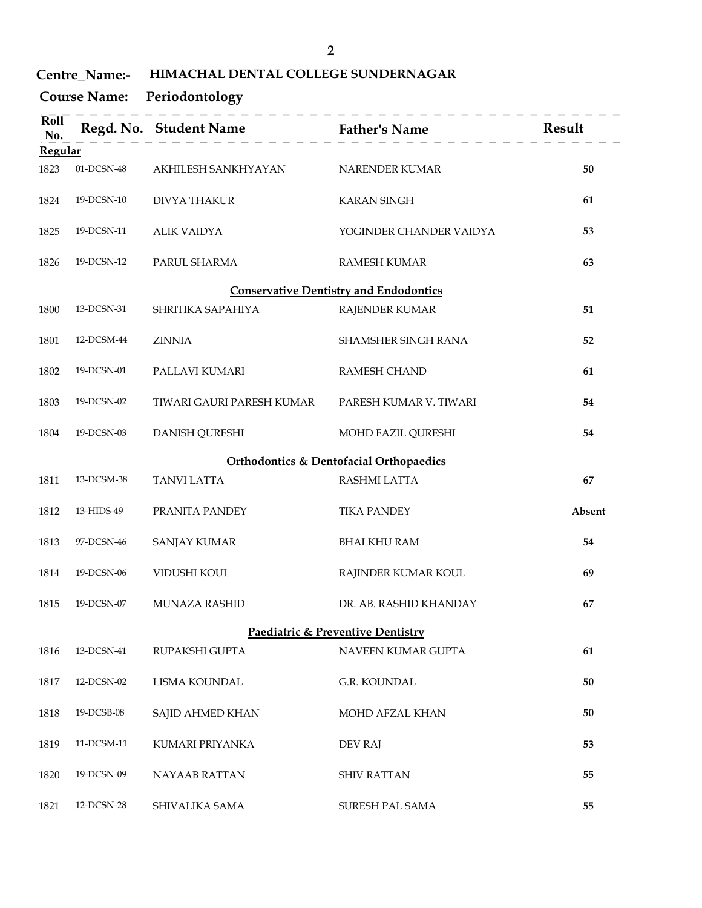**Centre_Name:-** **HIMACHAL DENTAL COLLEGE SUNDERNAGAR**

**Course Name:** **Periodontology**

| Roll No. | Regd. No. | Student Name | Father's Name | Result |
|---|---|---|---|---|
| **Regular** | | | | |
| 1823 | 01-DCSN-48 | AKHILESH SANKHYAYAN | NARENDER KUMAR | **50** |
| 1824 | 19-DCSN-10 | DIVYA THAKUR | KARAN SINGH | **61** |
| 1825 | 19-DCSN-11 | ALIK VAIDYA | YOGINDER CHANDER VAIDYA | **53** |
| 1826 | 19-DCSN-12 | PARUL SHARMA | RAMESH KUMAR | **63** |
| | | | **Conservative Dentistry and Endodontics** | |
| 1800 | 13-DCSN-31 | SHRITIKA SAPAHIYA | RAJENDER KUMAR | **51** |
| 1801 | 12-DCSM-44 | ZINNIA | SHAMSHER SINGH RANA | **52** |
| 1802 | 19-DCSN-01 | PALLAVI KUMARI | RAMESH CHAND | **61** |
| 1803 | 19-DCSN-02 | TIWARI GAURI PARESH KUMAR | PARESH KUMAR V. TIWARI | **54** |
| 1804 | 19-DCSN-03 | DANISH QURESHI | MOHD FAZIL QURESHI | **54** |
| | | | **Orthodontics & Dentofacial Orthopaedics** | |
| 1811 | 13-DCSM-38 | TANVI LATTA | RASHMI LATTA | **67** |
| 1812 | 13-HIDS-49 | PRANITA PANDEY | TIKA PANDEY | **Absent** |
| 1813 | 97-DCSN-46 | SANJAY KUMAR | BHALKHU RAM | **54** |
| 1814 | 19-DCSN-06 | VIDUSHI KOUL | RAJINDER KUMAR KOUL | **69** |
| 1815 | 19-DCSN-07 | MUNAZA RASHID | DR. AB. RASHID KHANDAY | **67** |
| | | | **Paediatric & Preventive Dentistry** | |
| 1816 | 13-DCSN-41 | RUPAKSHI GUPTA | NAVEEN KUMAR GUPTA | **61** |
| 1817 | 12-DCSN-02 | LISMA KOUNDAL | G.R. KOUNDAL | **50** |
| 1818 | 19-DCSB-08 | SAJID AHMED KHAN | MOHD AFZAL KHAN | **50** |
| 1819 | 11-DCSM-11 | KUMARI PRIYANKA | DEV RAJ | **53** |
| 1820 | 19-DCSN-09 | NAYAAB RATTAN | SHIV RATTAN | **55** |
| 1821 | 12-DCSN-28 | SHIVALIKA SAMA | SURESH PAL SAMA | **55** |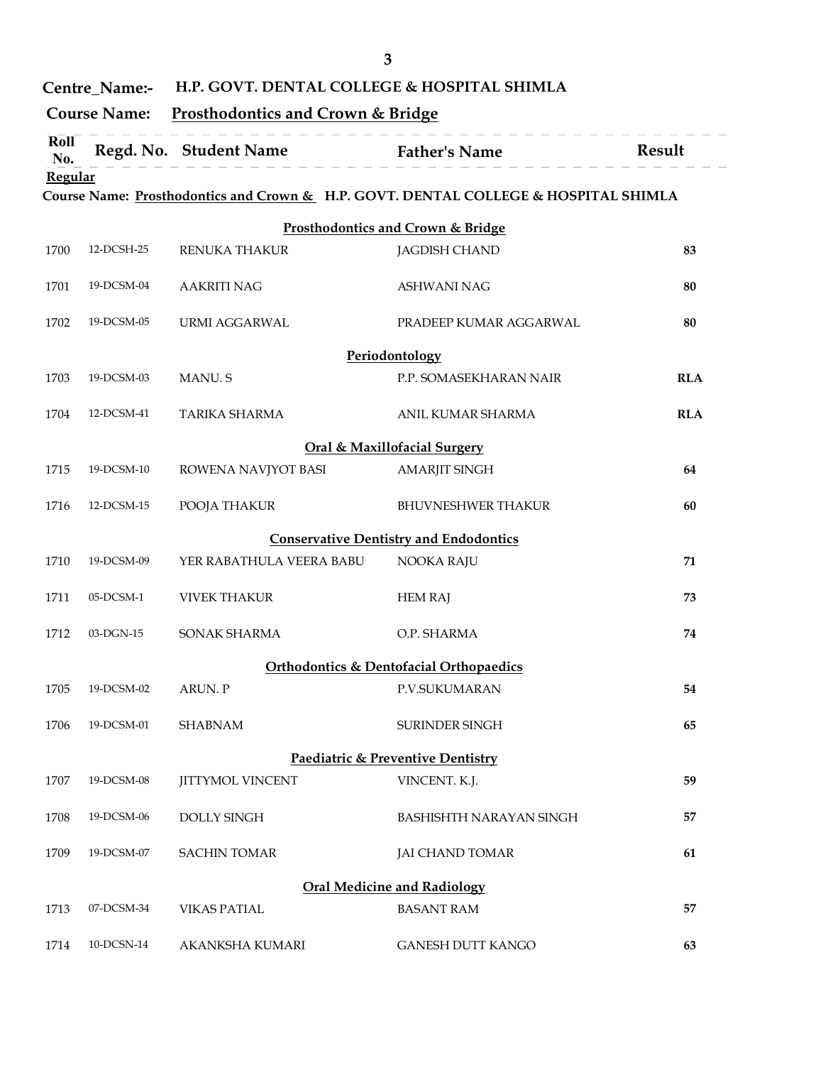**Centre_Name:-** **H.P. GOVT. DENTAL COLLEGE & HOSPITAL SHIMLA**

**Course Name:** **Prosthodontics and Crown & Bridge**

| Roll No. | Regd. No. | Student Name | Father's Name | Result |
|---|---|---|---|---|
| **Regular** | | | | |
| **Course Name: Prosthodontics and Crown & H.P. GOVT. DENTAL COLLEGE & HOSPITAL SHIMLA** | | | | |
| | | **Prosthodontics and Crown & Bridge** | | |
| 1700 | 12-DCSH-25 | RENUKA THAKUR | JAGDISH CHAND | **83** |
| 1701 | 19-DCSM-04 | AAKRITI NAG | ASHWANI NAG | **80** |
| 1702 | 19-DCSM-05 | URMI AGGARWAL | PRADEEP KUMAR AGGARWAL | **80** |
| | | **Periodontology** | | |
| 1703 | 19-DCSM-03 | MANU. S | P.P. SOMASEKHARAN NAIR | **RLA** |
| 1704 | 12-DCSM-41 | TARIKA SHARMA | ANIL KUMAR SHARMA | **RLA** |
| | | **Oral & Maxillofacial Surgery** | | |
| 1715 | 19-DCSM-10 | ROWENA NAVJYOT BASI | AMARJIT SINGH | **64** |
| 1716 | 12-DCSM-15 | POOJA THAKUR | BHUVNESHWER THAKUR | **60** |
| | | **Conservative Dentistry and Endodontics** | | |
| 1710 | 19-DCSM-09 | YER RABATHULA VEERA BABU | NOOKA RAJU | **71** |
| 1711 | 05-DCSM-1 | VIVEK THAKUR | HEM RAJ | **73** |
| 1712 | 03-DGN-15 | SONAK SHARMA | O.P. SHARMA | **74** |
| | | **Orthodontics & Dentofacial Orthopaedics** | | |
| 1705 | 19-DCSM-02 | ARUN. P | P.V.SUKUMARAN | **54** |
| 1706 | 19-DCSM-01 | SHABNAM | SURINDER SINGH | **65** |
| | | **Paediatric & Preventive Dentistry** | | |
| 1707 | 19-DCSM-08 | JITTYMOL VINCENT | VINCENT. K.J. | **59** |
| 1708 | 19-DCSM-06 | DOLLY SINGH | BASHISHTH NARAYAN SINGH | **57** |
| 1709 | 19-DCSM-07 | SACHIN TOMAR | JAI CHAND TOMAR | **61** |
| | | **Oral Medicine and Radiology** | | |
| 1713 | 07-DCSM-34 | VIKAS PATIAL | BASANT RAM | **57** |
| 1714 | 10-DCSN-14 | AKANKSHA KUMARI | GANESH DUTT KANGO | **63** |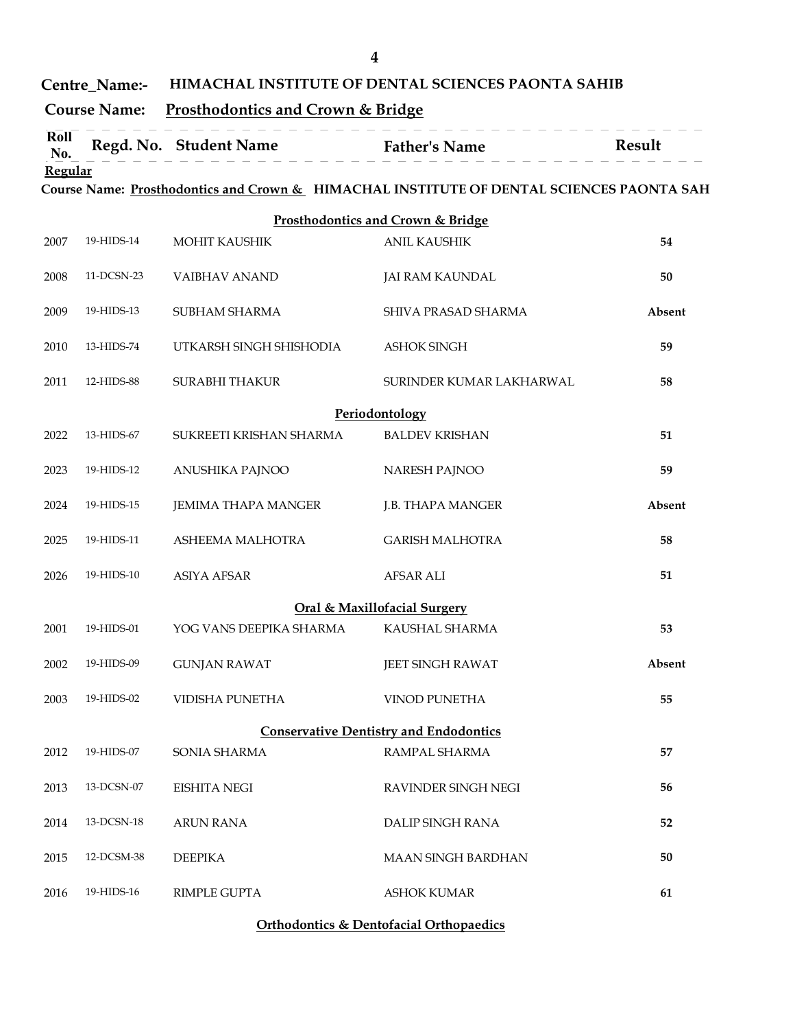**Centre_Name:-** **HIMACHAL INSTITUTE OF DENTAL SCIENCES PAONTA SAHIB**

**Course Name:** **Prosthodontics and Crown & Bridge**

| Roll No. | Regd. No. | Student Name | Father's Name | Result |
|---|---|---|---|---|
| **Regular** | | | | |
| **Course Name: Prosthodontics and Crown &** | | **HIMACHAL INSTITUTE OF DENTAL SCIENCES PAONTA SAH** | | |
| | | **Prosthodontics and Crown & Bridge** | | |
| 2007 | 19-HIDS-14 | MOHIT KAUSHIK | ANIL KAUSHIK | **54** |
| 2008 | 11-DCSN-23 | VAIBHAV ANAND | JAI RAM KAUNDAL | **50** |
| 2009 | 19-HIDS-13 | SUBHAM SHARMA | SHIVA PRASAD SHARMA | **Absent** |
| 2010 | 13-HIDS-74 | UTKARSH SINGH SHISHODIA | ASHOK SINGH | **59** |
| 2011 | 12-HIDS-88 | SURABHI THAKUR | SURINDER KUMAR LAKHARWAL | **58** |
| | | **Periodontology** | | |
| 2022 | 13-HIDS-67 | SUKREETI KRISHAN SHARMA | BALDEV KRISHAN | **51** |
| 2023 | 19-HIDS-12 | ANUSHIKA PAJNOO | NARESH PAJNOO | **59** |
| 2024 | 19-HIDS-15 | JEMIMA THAPA MANGER | J.B. THAPA MANGER | **Absent** |
| 2025 | 19-HIDS-11 | ASHEEMA MALHOTRA | GARISH MALHOTRA | **58** |
| 2026 | 19-HIDS-10 | ASIYA AFSAR | AFSAR ALI | **51** |
| | | **Oral & Maxillofacial Surgery** | | |
| 2001 | 19-HIDS-01 | YOG VANS DEEPIKA SHARMA | KAUSHAL SHARMA | **53** |
| 2002 | 19-HIDS-09 | GUNJAN RAWAT | JEET SINGH RAWAT | **Absent** |
| 2003 | 19-HIDS-02 | VIDISHA PUNETHA | VINOD PUNETHA | **55** |
| | | **Conservative Dentistry and Endodontics** | | |
| 2012 | 19-HIDS-07 | SONIA SHARMA | RAMPAL SHARMA | **57** |
| 2013 | 13-DCSN-07 | EISHITA NEGI | RAVINDER SINGH NEGI | **56** |
| 2014 | 13-DCSN-18 | ARUN RANA | DALIP SINGH RANA | **52** |
| 2015 | 12-DCSM-38 | DEEPIKA | MAAN SINGH BARDHAN | **50** |
| 2016 | 19-HIDS-16 | RIMPLE GUPTA | ASHOK KUMAR | **61** |
| | | **Orthodontics & Dentofacial Orthopaedics** | | |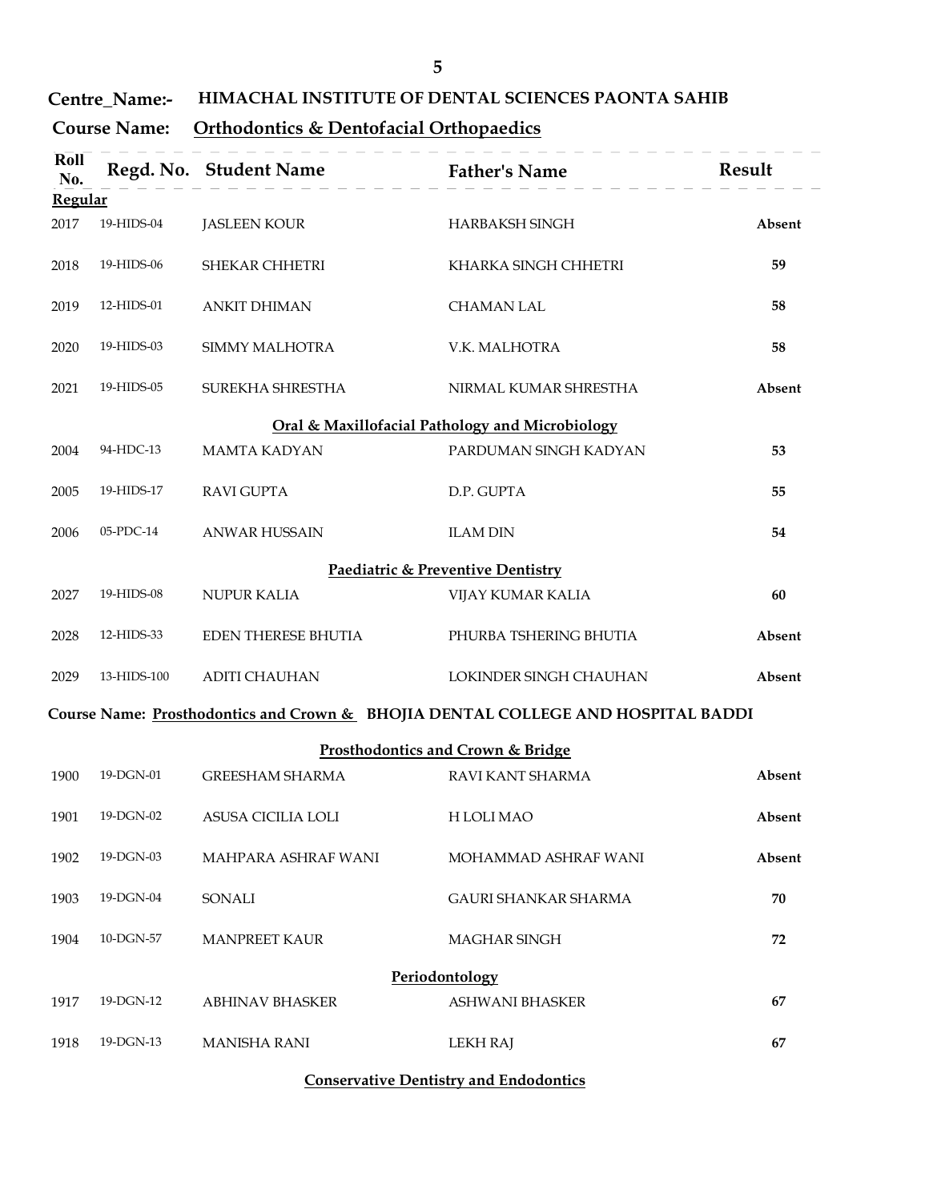**Centre_Name:- HIMACHAL INSTITUTE OF DENTAL SCIENCES PAONTA SAHIB**

**Course Name: Orthodontics & Dentofacial Orthopaedics**

| Roll No. | Regd. No. | Student Name | Father's Name | Result |
|---|---|---|---|---|
| **Regular** | | | | |
| 2017 | 19-HIDS-04 | JASLEEN KOUR | HARBAKSH SINGH | **Absent** |
| 2018 | 19-HIDS-06 | SHEKAR CHHETRI | KHARKA SINGH CHHETRI | **59** |
| 2019 | 12-HIDS-01 | ANKIT DHIMAN | CHAMAN LAL | **58** |
| 2020 | 19-HIDS-03 | SIMMY MALHOTRA | V.K. MALHOTRA | **58** |
| 2021 | 19-HIDS-05 | SUREKHA SHRESTHA | NIRMAL KUMAR SHRESTHA | **Absent** |
| | | | **Oral & Maxillofacial Pathology and Microbiology** | |
| 2004 | 94-HDC-13 | MAMTA KADYAN | PARDUMAN SINGH KADYAN | **53** |
| 2005 | 19-HIDS-17 | RAVI GUPTA | D.P. GUPTA | **55** |
| 2006 | 05-PDC-14 | ANWAR HUSSAIN | ILAM DIN | **54** |
| | | | **Paediatric & Preventive Dentistry** | |
| 2027 | 19-HIDS-08 | NUPUR KALIA | VIJAY KUMAR KALIA | **60** |
| 2028 | 12-HIDS-33 | EDEN THERESE BHUTIA | PHURBA TSHERING BHUTIA | **Absent** |
| 2029 | 13-HIDS-100 | ADITI CHAUHAN | LOKINDER SINGH CHAUHAN | **Absent** |

**Course Name: Prosthodontics and Crown & BHOJIA DENTAL COLLEGE AND HOSPITAL BADDI**

| Roll No. | Regd. No. | Student Name | Father's Name | Result |
|---|---|---|---|---|
| | | | **Prosthodontics and Crown & Bridge** | |
| 1900 | 19-DGN-01 | GREESHAM SHARMA | RAVI KANT SHARMA | **Absent** |
| 1901 | 19-DGN-02 | ASUSA CICILIA LOLI | H LOLI MAO | **Absent** |
| 1902 | 19-DGN-03 | MAHPARA ASHRAF WANI | MOHAMMAD ASHRAF WANI | **Absent** |
| 1903 | 19-DGN-04 | SONALI | GAURI SHANKAR SHARMA | **70** |
| 1904 | 10-DGN-57 | MANPREET KAUR | MAGHAR SINGH | **72** |
| | | | **Periodontology** | |
| 1917 | 19-DGN-12 | ABHINAV BHASKER | ASHWANI BHASKER | **67** |
| 1918 | 19-DGN-13 | MANISHA RANI | LEKH RAJ | **67** |

**Conservative Dentistry and Endodontics**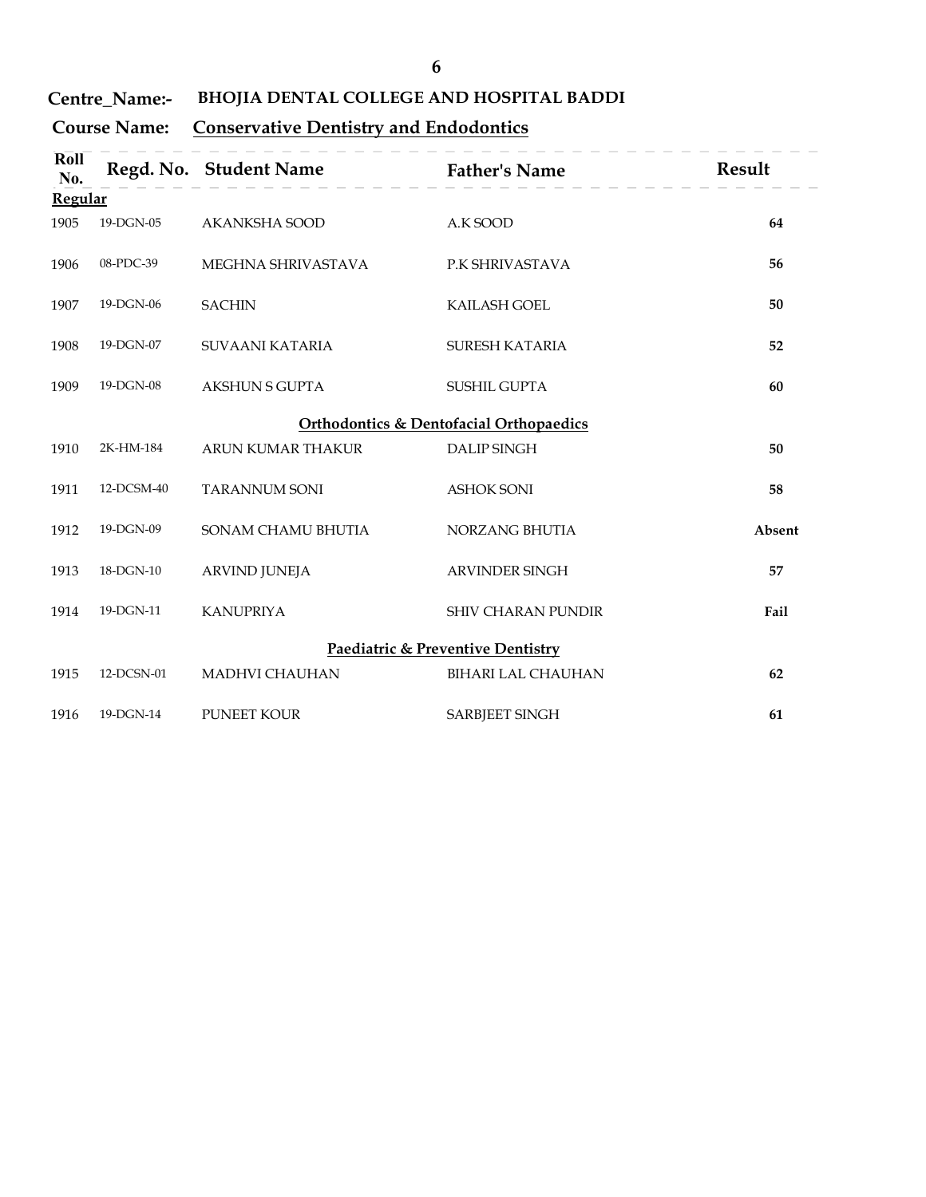**Centre_Name:-** **BHOJIA DENTAL COLLEGE AND HOSPITAL BADDI**

**Course Name:** **Conservative Dentistry and Endodontics**

| Roll No. | Regd. No. | Student Name | Father's Name | Result |
|---|---|---|---|---|
| **Regular** | | | | |
| 1905 | 19-DGN-05 | AKANKSHA SOOD | A.K SOOD | **64** |
| 1906 | 08-PDC-39 | MEGHNA SHRIVASTAVA | P.K SHRIVASTAVA | **56** |
| 1907 | 19-DGN-06 | SACHIN | KAILASH GOEL | **50** |
| 1908 | 19-DGN-07 | SUVAANI KATARIA | SURESH KATARIA | **52** |
| 1909 | 19-DGN-08 | AKSHUN S GUPTA | SUSHIL GUPTA | **60** |
| | | | **Orthodontics & Dentofacial Orthopaedics** | |
| 1910 | 2K-HM-184 | ARUN KUMAR THAKUR | DALIP SINGH | **50** |
| 1911 | 12-DCSM-40 | TARANNUM SONI | ASHOK SONI | **58** |
| 1912 | 19-DGN-09 | SONAM CHAMU BHUTIA | NORZANG BHUTIA | **Absent** |
| 1913 | 18-DGN-10 | ARVIND JUNEJA | ARVINDER SINGH | **57** |
| 1914 | 19-DGN-11 | KANUPRIYA | SHIV CHARAN PUNDIR | **Fail** |
| | | | **Paediatric & Preventive Dentistry** | |
| 1915 | 12-DCSN-01 | MADHVI CHAUHAN | BIHARI LAL CHAUHAN | **62** |
| 1916 | 19-DGN-14 | PUNEET KOUR | SARBJEET SINGH | **61** |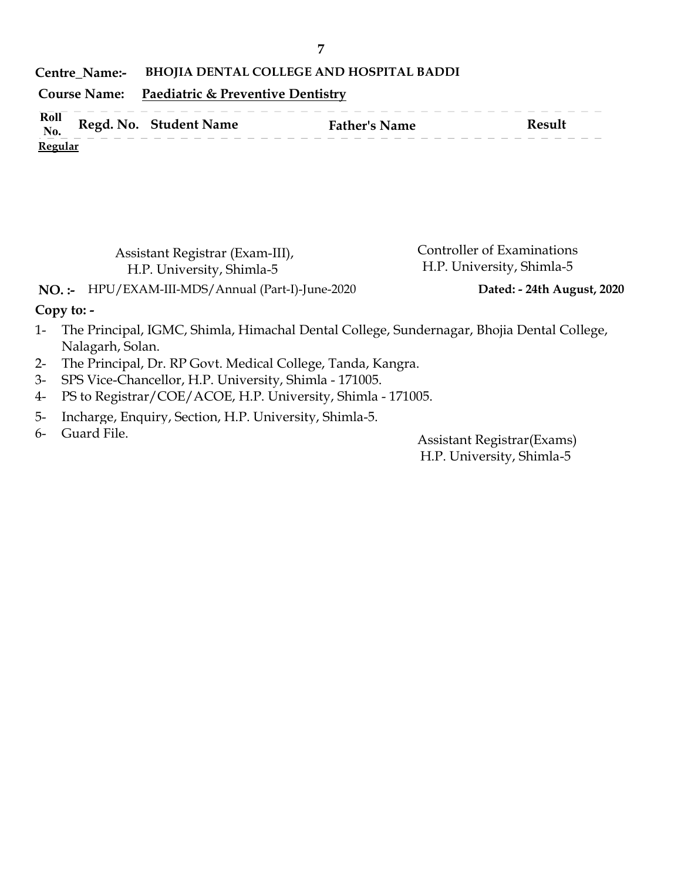**Centre_Name:-** **BHOJIA DENTAL COLLEGE AND HOSPITAL BADDI**

**Course Name:** **Paediatric & Preventive Dentistry**

| Roll No. | Regd. No. | Student Name | Father's Name | Result |
|---|---|---|---|---|
| **Regular** | | | | |

Assistant Registrar (Exam-III),
H.P. University, Shimla-5

Controller of Examinations
H.P. University, Shimla-5

**NO. :-** HPU/EXAM-III-MDS/Annual (Part-I)-June-2020 **Dated: - 24th August, 2020**

**Copy to: -**

1- The Principal, IGMC, Shimla, Himachal Dental College, Sundernagar, Bhojia Dental College, Nalagarh, Solan.
2- The Principal, Dr. RP Govt. Medical College, Tanda, Kangra.
3- SPS Vice-Chancellor, H.P. University, Shimla - 171005.
4- PS to Registrar/COE/ACOE, H.P. University, Shimla - 171005.
5- Incharge, Enquiry, Section, H.P. University, Shimla-5.
6- Guard File.

Assistant Registrar(Exams)
H.P. University, Shimla-5